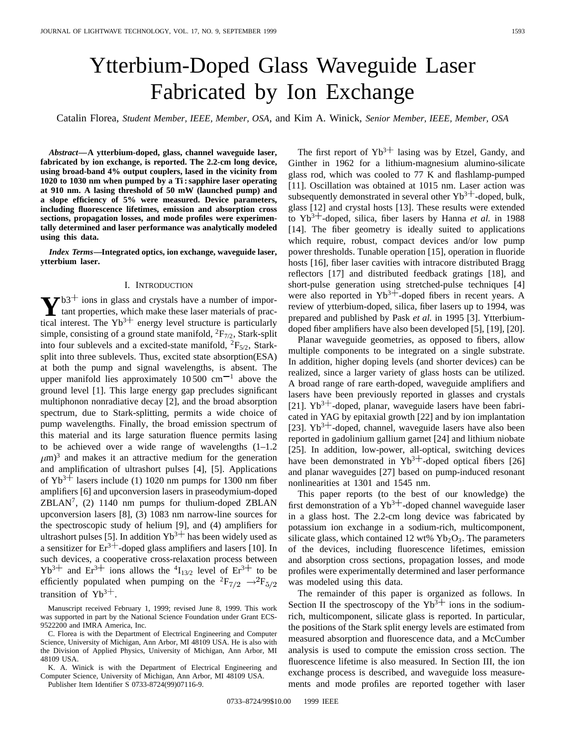# Ytterbium-Doped Glass Waveguide Laser Fabricated by Ion Exchange

Catalin Florea, *Student Member, IEEE, Member, OSA,* and Kim A. Winick, *Senior Member, IEEE, Member, OSA*

***Abstract*—A ytterbium-doped, glass, channel waveguide laser, fabricated by ion exchange, is reported. The 2.2-cm long device, using broad-band 4% output couplers, lased in the vicinity from 1020 to 1030 nm when pumped by a Ti : sapphire laser operating at 910 nm. A lasing threshold of 50 mW (launched pump) and a slope efficiency of 5% were measured. Device parameters, including fluorescence lifetimes, emission and absorption cross sections, propagation losses, and mode profiles were experimentally determined and laser performance was analytically modeled using this data.**

***Index Terms*—Integrated optics, ion exchange, waveguide laser, ytterbium laser.**

## I. Introduction

$Yb^{3+}$ ions in glass and crystals have a number of important properties, which make these laser materials of practical interest. The $Yb^{3+}$ energy level structure is particularly simple, consisting of a ground state manifold, $^2F_{7/2}$, Stark-split into four sublevels and a excited-state manifold, $^2F_{5/2}$, Stark-split into three sublevels. Thus, excited state absorption(ESA) at both the pump and signal wavelengths, is absent. The upper manifold lies approximately 10 500 $cm^{-1}$ above the ground level [1]. This large energy gap precludes significant multiphonon nonradiative decay [2], and the broad absorption spectrum, due to Stark-splitting, permits a wide choice of pump wavelengths. Finally, the broad emission spectrum of this material and its large saturation fluence permits lasing to be achieved over a wide range of wavelengths (1–1.2 $\mu$m)[3] and makes it an attractive medium for the generation and amplification of ultrashort pulses [4], [5]. Applications of $Yb^{3+}$ lasers include (1) 1020 nm pumps for 1300 nm fiber amplifiers [6] and upconversion lasers in praseodymium-doped ZBLAN[7], (2) 1140 nm pumps for thulium-doped ZBLAN upconversion lasers [8], (3) 1083 nm narrow-line sources for the spectroscopic study of helium [9], and (4) amplifiers for ultrashort pulses [5]. In addition $Yb^{3+}$ has been widely used as a sensitizer for $Er^{3+}$-doped glass amplifiers and lasers [10]. In such devices, a cooperative cross-relaxation process between $Yb^{3+}$ and $Er^{3+}$ ions allows the $^4I_{13/2}$ level of $Er^{3+}$ to be efficiently populated when pumping on the $^2F_{7/2} \rightarrow {}^2F_{5/2}$ transition of $Yb^{3+}$.

Manuscript received February 1, 1999; revised June 8, 1999. This work was supported in part by the National Science Foundation under Grant ECS-9522200 and IMRA America, Inc.

C. Florea is with the Department of Electrical Engineering and Computer Science, University of Michigan, Ann Arbor, MI 48109 USA. He is also with the Division of Applied Physics, University of Michigan, Ann Arbor, MI 48109 USA.

K. A. Winick is with the Department of Electrical Engineering and Computer Science, University of Michigan, Ann Arbor, MI 48109 USA.

Publisher Item Identifier S 0733-8724(99)07116-9.

The first report of $Yb^{3+}$ lasing was by Etzel, Gandy, and Ginther in 1962 for a lithium-magnesium alumino-silicate glass rod, which was cooled to 77 K and flashlamp-pumped [11]. Oscillation was obtained at 1015 nm. Laser action was subsequently demonstrated in several other $Yb^{3+}$-doped, bulk, glass [12] and crystal hosts [13]. These results were extended to $Yb^{3+}$-doped, silica, fiber lasers by Hanna *et al.* in 1988 [14]. The fiber geometry is ideally suited to applications which require, robust, compact devices and/or low pump power thresholds. Tunable operation [15], operation in fluoride hosts [16], fiber laser cavities with intracore distributed Bragg reflectors [17] and distributed feedback gratings [18], and short-pulse generation using stretched-pulse techniques [4] were also reported in $Yb^{3+}$-doped fibers in recent years. A review of ytterbium-doped, silica, fiber lasers up to 1994, was prepared and published by Pask *et al.* in 1995 [3]. Ytterbium-doped fiber amplifiers have also been developed [5], [19], [20].

Planar waveguide geometries, as opposed to fibers, allow multiple components to be integrated on a single substrate. In addition, higher doping levels (and shorter devices) can be realized, since a larger variety of glass hosts can be utilized. A broad range of rare earth-doped, waveguide amplifiers and lasers have been previously reported in glasses and crystals [21]. $Yb^{3+}$-doped, planar, waveguide lasers have been fabricated in YAG by epitaxial growth [22] and by ion implantation [23]. $Yb^{3+}$-doped, channel, waveguide lasers have also been reported in gadolinium gallium garnet [24] and lithium niobate [25]. In addition, low-power, all-optical, switching devices have been demonstrated in $Yb^{3+}$-doped optical fibers [26] and planar waveguides [27] based on pump-induced resonant nonlinearities at 1301 and 1545 nm.

This paper reports (to the best of our knowledge) the first demonstration of a $Yb^{3+}$-doped channel waveguide laser in a glass host. The 2.2-cm long device was fabricated by potassium ion exchange in a sodium-rich, multicomponent, silicate glass, which contained 12 wt% $Yb_2O_3$. The parameters of the devices, including fluorescence lifetimes, emission and absorption cross sections, propagation losses, and mode profiles were experimentally determined and laser performance was modeled using this data.

The remainder of this paper is organized as follows. In Section II the spectroscopy of the $Yb^{3+}$ ions in the sodium-rich, multicomponent, silicate glass is reported. In particular, the positions of the Stark split energy levels are estimated from measured absorption and fluorescence data, and a McCumber analysis is used to compute the emission cross section. The fluorescence lifetime is also measured. In Section III, the ion exchange process is described, and waveguide loss measurements and mode profiles are reported together with laser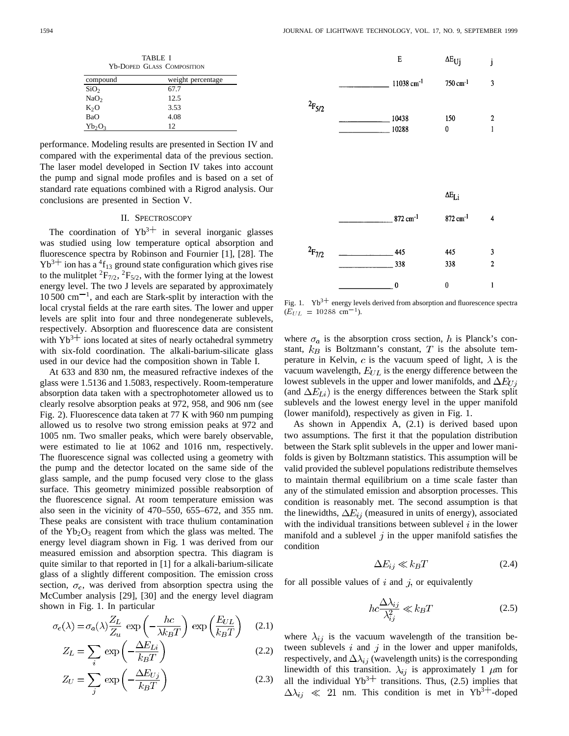TABLE I
Yb-Doped Glass Composition

| compound | weight percentage |
|---|---|
| $SiO_2$ | 67.7 |
| $NaO_2$ | 12.5 |
| $K_2O$ | 3.53 |
| BaO | 4.08 |
| $Yb_2O_3$ | 12 |

performance. Modeling results are presented in Section IV and compared with the experimental data of the previous section. The laser model developed in Section IV takes into account the pump and signal mode profiles and is based on a set of standard rate equations combined with a Rigrod analysis. Our conclusions are presented in Section V.

## II. Spectroscopy

The coordination of $Yb^{3+}$ in several inorganic glasses was studied using low temperature optical absorption and fluorescence spectra by Robinson and Fournier [1], [28]. The $Yb^{3+}$ ion has a $^4f_{13}$ ground state configuration which gives rise to the mulitplet $^2F_{7/2}$, $^2F_{5/2}$, with the former lying at the lowest energy level. The two J levels are separated by approximately 10 500 $cm^{-1}$, and each are Stark-split by interaction with the local crystal fields at the rare earth sites. The lower and upper levels are split into four and three nondegenerate sublevels, respectively. Absorption and fluorescence data are consistent with $Yb^{3+}$ ions located at sites of nearly octahedral symmetry with six-fold coordination. The alkali-barium-silicate glass used in our device had the composition shown in Table I.

At 633 and 830 nm, the measured refractive indexes of the glass were 1.5136 and 1.5083, respectively. Room-temperature absorption data taken with a spectrophotometer allowed us to clearly resolve absorption peaks at 972, 958, and 906 nm (see Fig. 2). Fluorescence data taken at 77 K with 960 nm pumping allowed us to resolve two strong emission peaks at 972 and 1005 nm. Two smaller peaks, which were barely observable, were estimated to lie at 1062 and 1016 nm, respectively. The fluorescence signal was collected using a geometry with the pump and the detector located on the same side of the glass sample, and the pump focused very close to the glass surface. This geometry minimized possible reabsorption of the fluorescence signal. At room temperature emission was also seen in the vicinity of 470–550, 655–672, and 355 nm. These peaks are consistent with trace thulium contamination of the $Yb_2O_3$ reagent from which the glass was melted. The energy level diagram shown in Fig. 1 was derived from our measured emission and absorption spectra. This diagram is quite similar to that reported in [1] for a alkali-barium-silicate glass of a slightly different composition. The emission cross section, $\sigma_e$, was derived from absorption spectra using the McCumber analysis [29], [30] and the energy level diagram shown in Fig. 1. In particular

$$\sigma_e(\lambda) = \sigma_a(\lambda)\frac{Z_L}{Z_u}\exp\left(-\frac{hc}{\lambda k_B T}\right)\exp\left(\frac{E_{UL}}{k_B T}\right) \quad (2.1)$$

$$Z_L = \sum_i \exp\left(-\frac{\Delta E_{Li}}{k_B T}\right) \quad (2.2)$$

$$Z_U = \sum_j \exp\left(-\frac{\Delta E_{Uj}}{k_B T}\right) \quad (2.3)$$

| Manifold | E | $\Delta E_{Uj}$ / $\Delta E_{Li}$ | j / i |
|---|---|---|---|
| $^2F_{5/2}$ | 11038 $cm^{-1}$ | 750 $cm^{-1}$ | 3 |
| | 10438 | 150 | 2 |
| | 10288 | 0 | 1 |
| $^2F_{7/2}$ | 872 $cm^{-1}$ | 872 $cm^{-1}$ | 4 |
| | 445 | 445 | 3 |
| | 338 | 338 | 2 |
| | 0 | 0 | 1 |

Fig. 1. $Yb^{3+}$ energy levels derived from absorption and fluorescence spectra ($E_{UL} = 10288$ $cm^{-1}$).

where $\sigma_a$ is the absorption cross section, $h$ is Planck's constant, $k_B$ is Boltzmann's constant, $T$ is the absolute temperature in Kelvin, $c$ is the vacuum speed of light, $\lambda$ is the vacuum wavelength, $E_{UL}$ is the energy difference between the lowest sublevels in the upper and lower manifolds, and $\Delta E_{Uj}$ (and $\Delta E_{Li}$) is the energy differences between the Stark split sublevels and the lowest energy level in the upper manifold (lower manifold), respectively as given in Fig. 1.

As shown in Appendix A, (2.1) is derived based upon two assumptions. The first it that the population distribution between the Stark split sublevels in the upper and lower manifolds is given by Boltzmann statistics. This assumption will be valid provided the sublevel populations redistribute themselves to maintain thermal equilibrium on a time scale faster than any of the stimulated emission and absorption processes. This condition is reasonably met. The second assumption is that the linewidths, $\Delta E_{ij}$ (measured in units of energy), associated with the individual transitions between sublevel $i$ in the lower manifold and a sublevel $j$ in the upper manifold satisfies the condition

$$\Delta E_{ij} \ll k_B T \quad (2.4)$$

for all possible values of $i$ and $j$, or equivalently

$$hc\frac{\Delta\lambda_{ij}}{\lambda_{ij}^2} \ll k_B T \quad (2.5)$$

where $\lambda_{ij}$ is the vacuum wavelength of the transition between sublevels $i$ and $j$ in the lower and upper manifolds, respectively, and $\Delta\lambda_{ij}$ (wavelength units) is the corresponding linewidth of this transition. $\lambda_{ij}$ is approximately 1 $\mu$m for all the individual $Yb^{3+}$ transitions. Thus, (2.5) implies that $\Delta\lambda_{ij} \ll 21$ nm. This condition is met in $Yb^{3+}$-doped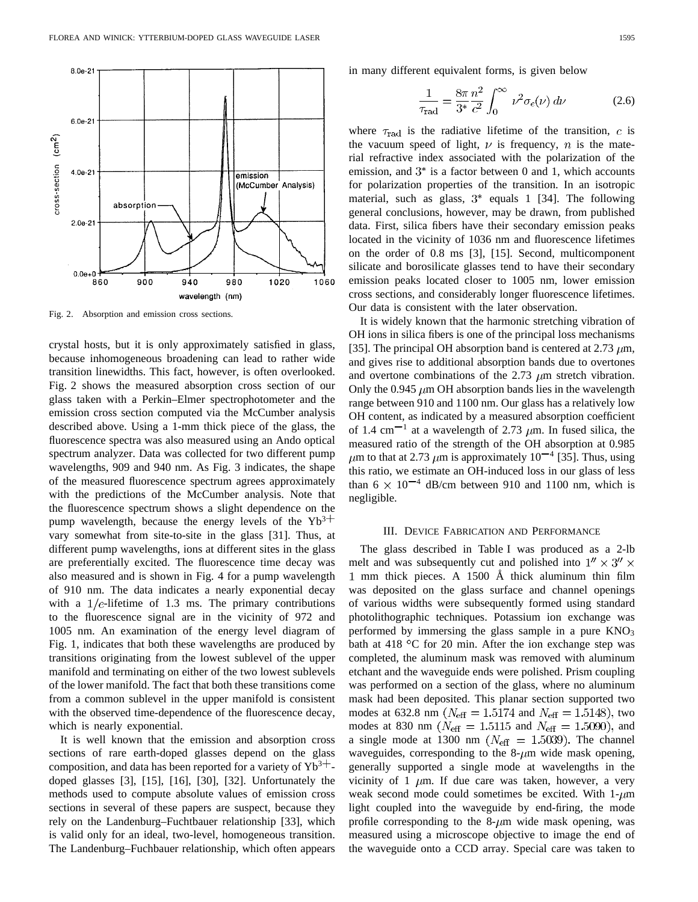Fig. 2. Absorption and emission cross sections.

crystal hosts, but it is only approximately satisfied in glass, because inhomogeneous broadening can lead to rather wide transition linewidths. This fact, however, is often overlooked. Fig. 2 shows the measured absorption cross section of our glass taken with a Perkin–Elmer spectrophotometer and the emission cross section computed via the McCumber analysis described above. Using a 1-mm thick piece of the glass, the fluorescence spectra was also measured using an Ando optical spectrum analyzer. Data was collected for two different pump wavelengths, 909 and 940 nm. As Fig. 3 indicates, the shape of the measured fluorescence spectrum agrees approximately with the predictions of the McCumber analysis. Note that the fluorescence spectrum shows a slight dependence on the pump wavelength, because the energy levels of the $Yb^{3+}$ vary somewhat from site-to-site in the glass [31]. Thus, at different pump wavelengths, ions at different sites in the glass are preferentially excited. The fluorescence time decay was also measured and is shown in Fig. 4 for a pump wavelength of 910 nm. The data indicates a nearly exponential decay with a $1/e$-lifetime of 1.3 ms. The primary contributions to the fluorescence signal are in the vicinity of 972 and 1005 nm. An examination of the energy level diagram of Fig. 1, indicates that both these wavelengths are produced by transitions originating from the lowest sublevel of the upper manifold and terminating on either of the two lowest sublevels of the lower manifold. The fact that both these transitions come from a common sublevel in the upper manifold is consistent with the observed time-dependence of the fluorescence decay, which is nearly exponential.

It is well known that the emission and absorption cross sections of rare earth-doped glasses depend on the glass composition, and data has been reported for a variety of $Yb^{3+}$-doped glasses [3], [15], [16], [30], [32]. Unfortunately the methods used to compute absolute values of emission cross sections in several of these papers are suspect, because they rely on the Landenburg–Fuchtbauer relationship [33], which is valid only for an ideal, two-level, homogeneous transition. The Landenburg–Fuchbauer relationship, which often appears in many different equivalent forms, is given below

$$\frac{1}{\tau_{\rm rad}} = \frac{8\pi}{3^*}\frac{n^2}{c^2}\int_0^\infty \nu^2\sigma_e(\nu)\,d\nu \tag{2.6}$$

where $\tau_{\rm rad}$ is the radiative lifetime of the transition, $c$ is the vacuum speed of light, $\nu$ is frequency, $n$ is the material refractive index associated with the polarization of the emission, and $3^*$ is a factor between 0 and 1, which accounts for polarization properties of the transition. In an isotropic material, such as glass, $3^*$ equals 1 [34]. The following general conclusions, however, may be drawn, from published data. First, silica fibers have their secondary emission peaks located in the vicinity of 1036 nm and fluorescence lifetimes on the order of 0.8 ms [3], [15]. Second, multicomponent silicate and borosilicate glasses tend to have their secondary emission peaks located closer to 1005 nm, lower emission cross sections, and considerably longer fluorescence lifetimes. Our data is consistent with the later observation.

It is widely known that the harmonic stretching vibration of OH ions in silica fibers is one of the principal loss mechanisms [35]. The principal OH absorption band is centered at 2.73 $\mu$m, and gives rise to additional absorption bands due to overtones and overtone combinations of the 2.73 $\mu$m stretch vibration. Only the 0.945 $\mu$m OH absorption bands lies in the wavelength range between 910 and 1100 nm. Our glass has a relatively low OH content, as indicated by a measured absorption coefficient of 1.4 $cm^{-1}$ at a wavelength of 2.73 $\mu$m. In fused silica, the measured ratio of the strength of the OH absorption at 0.985 $\mu$m to that at 2.73 $\mu$m is approximately $10^{-4}$ [35]. Thus, using this ratio, we estimate an OH-induced loss in our glass of less than $6 \times 10^{-4}$ dB/cm between 910 and 1100 nm, which is negligible.

## III. Device Fabrication and Performance

The glass described in Table I was produced as a 2-lb melt and was subsequently cut and polished into $1'' \times 3'' \times 1$ mm thick pieces. A 1500 Å thick aluminum thin film was deposited on the glass surface and channel openings of various widths were subsequently formed using standard photolithographic techniques. Potassium ion exchange was performed by immersing the glass sample in a pure $KNO_3$ bath at 418 °C for 20 min. After the ion exchange step was completed, the aluminum mask was removed with aluminum etchant and the waveguide ends were polished. Prism coupling was performed on a section of the glass, where no aluminum mask had been deposited. This planar section supported two modes at 632.8 nm ($N_{\rm eff} = 1.5174$ and $N_{\rm eff} = 1.5148$), two modes at 830 nm ($N_{\rm eff} = 1.5115$ and $N_{\rm eff} = 1.5090$), and a single mode at 1300 nm ($N_{\rm eff} = 1.5039$). The channel waveguides, corresponding to the 8-$\mu$m wide mask opening, generally supported a single mode at wavelengths in the vicinity of 1 $\mu$m. If due care was taken, however, a very weak second mode could sometimes be excited. With 1-$\mu$m light coupled into the waveguide by end-firing, the mode profile corresponding to the 8-$\mu$m wide mask opening, was measured using a microscope objective to image the end of the waveguide onto a CCD array. Special care was taken to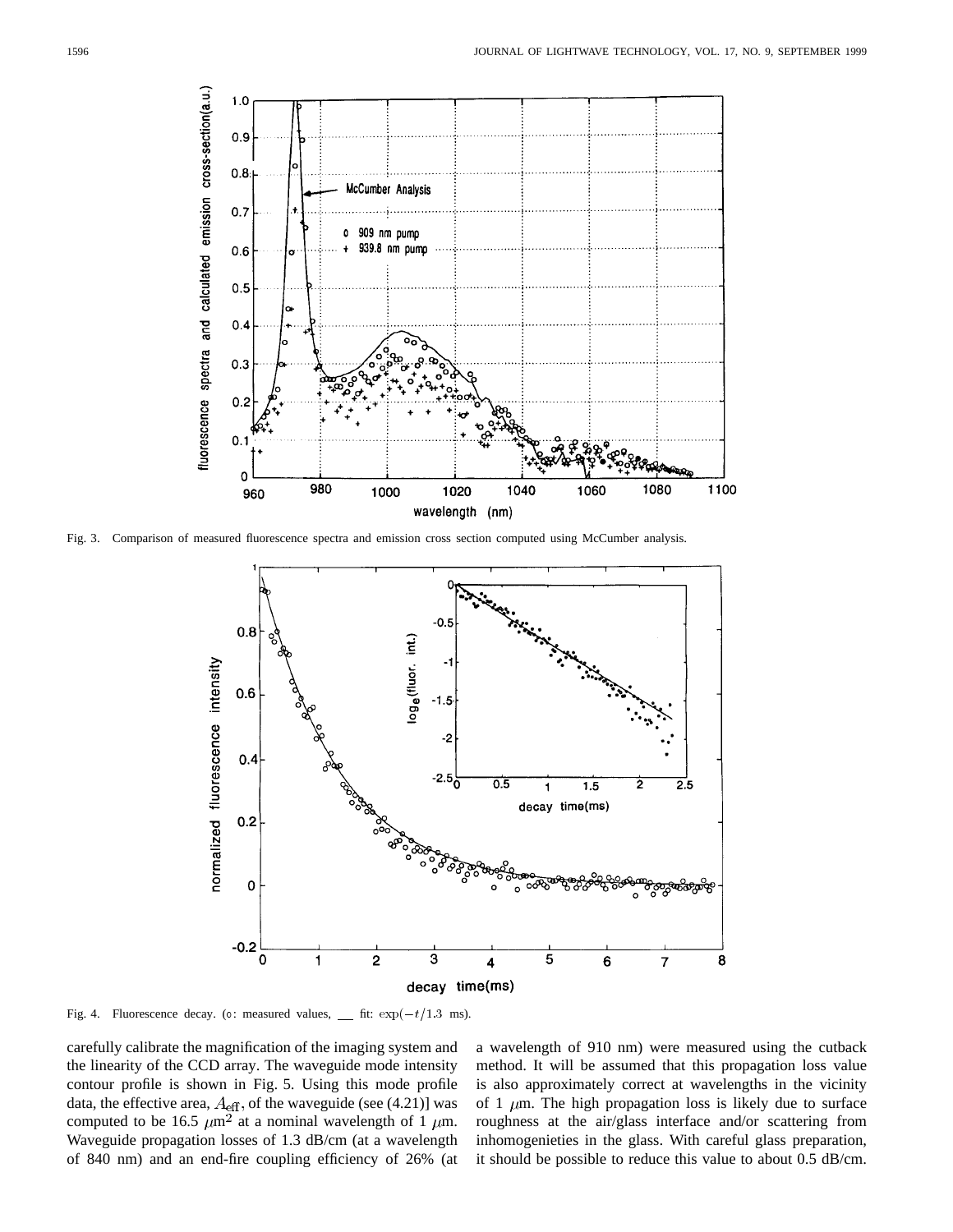Fig. 3. Comparison of measured fluorescence spectra and emission cross section computed using McCumber analysis.

Fig. 4. Fluorescence decay. (o: measured values, __ fit: $\exp(-t/1.3\ \text{ms})$.

carefully calibrate the magnification of the imaging system and the linearity of the CCD array. The waveguide mode intensity contour profile is shown in Fig. 5. Using this mode profile data, the effective area, $A_{\text{eff}}$, of the waveguide (see (4.21)] was computed to be 16.5 $\mu$m$^2$ at a nominal wavelength of 1 $\mu$m. Waveguide propagation losses of 1.3 dB/cm (at a wavelength of 840 nm) and an end-fire coupling efficiency of 26% (at a wavelength of 910 nm) were measured using the cutback method. It will be assumed that this propagation loss value is also approximately correct at wavelengths in the vicinity of 1 $\mu$m. The high propagation loss is likely due to surface roughness at the air/glass interface and/or scattering from inhomogenieties in the glass. With careful glass preparation, it should be possible to reduce this value to about 0.5 dB/cm.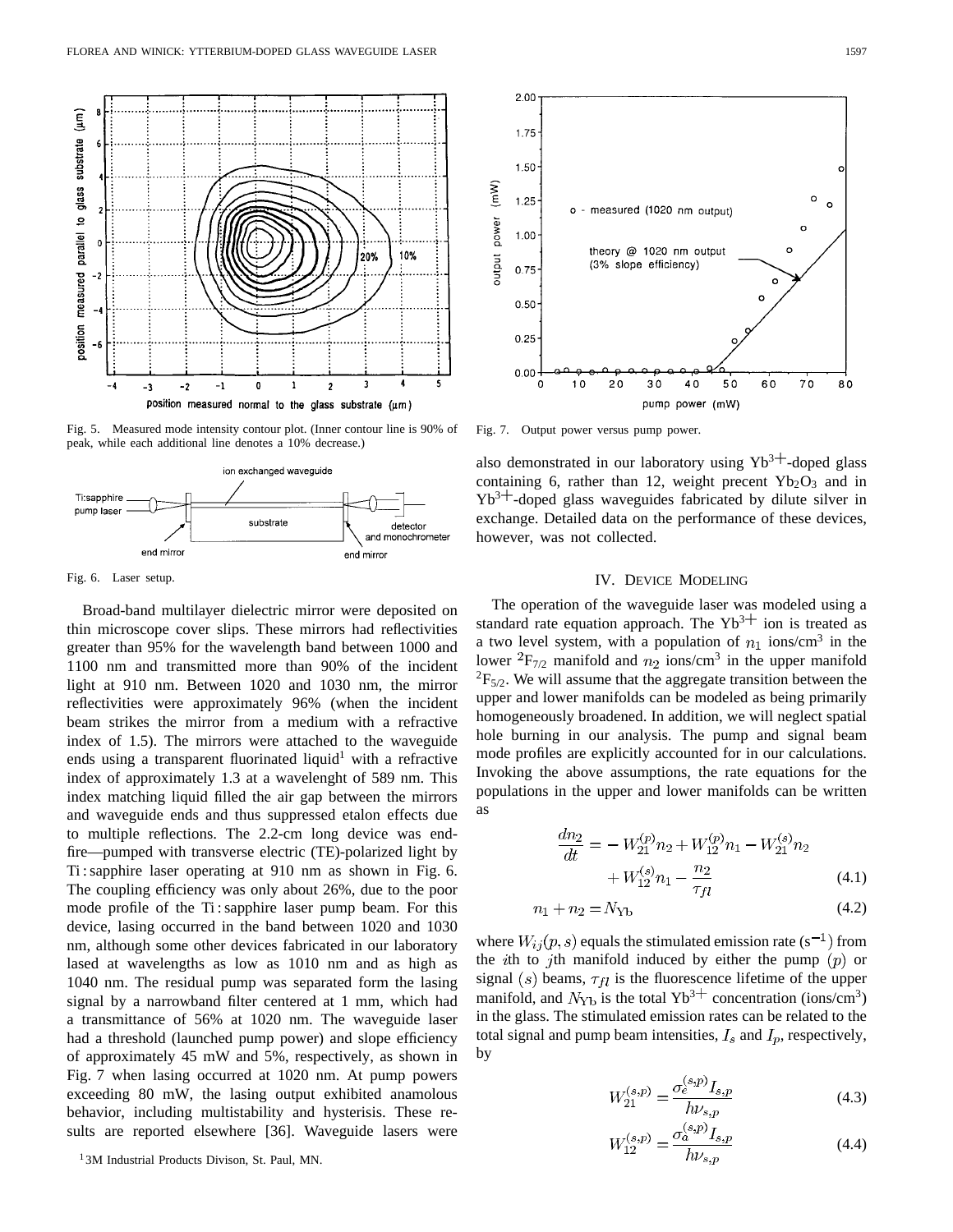Fig. 5. Measured mode intensity contour plot. (Inner contour line is 90% of peak, while each additional line denotes a 10% decrease.)

Fig. 6. Laser setup.

Broad-band multilayer dielectric mirror were deposited on thin microscope cover slips. These mirrors had reflectivities greater than 95% for the wavelength band between 1000 and 1100 nm and transmitted more than 90% of the incident light at 910 nm. Between 1020 and 1030 nm, the mirror reflectivities were approximately 96% (when the incident beam strikes the mirror from a medium with a refractive index of 1.5). The mirrors were attached to the waveguide ends using a transparent fluorinated liquid[1] with a refractive index of approximately 1.3 at a wavelenght of 589 nm. This index matching liquid filled the air gap between the mirrors and waveguide ends and thus suppressed etalon effects due to multiple reflections. The 2.2-cm long device was end-fire—pumped with transverse electric (TE)-polarized light by Ti : sapphire laser operating at 910 nm as shown in Fig. 6. The coupling efficiency was only about 26%, due to the poor mode profile of the Ti : sapphire laser pump beam. For this device, lasing occurred in the band between 1020 and 1030 nm, although some other devices fabricated in our laboratory lased at wavelengths as low as 1010 nm and as high as 1040 nm. The residual pump was separated form the lasing signal by a narrowband filter centered at 1 mm, which had a transmittance of 56% at 1020 nm. The waveguide laser had a threshold (launched pump power) and slope efficiency of approximately 45 mW and 5%, respectively, as shown in Fig. 7 when lasing occurred at 1020 nm. At pump powers exceeding 80 mW, the lasing output exhibited anamolous behavior, including multistability and hysterisis. These results are reported elsewhere [36]. Waveguide lasers were also demonstrated in our laboratory using $Yb^{3+}$-doped glass containing 6, rather than 12, weight precent $Yb_2O_3$ and in $Yb^{3+}$-doped glass waveguides fabricated by dilute silver in exchange. Detailed data on the performance of these devices, however, was not collected.

[1] 3M Industrial Products Divison, St. Paul, MN.

Fig. 7. Output power versus pump power.

## IV. Device Modeling

The operation of the waveguide laser was modeled using a standard rate equation approach. The $Yb^{3+}$ ion is treated as a two level system, with a population of $n_1$ ions/cm$^3$ in the lower $^2F_{7/2}$ manifold and $n_2$ ions/cm$^3$ in the upper manifold $^2F_{5/2}$. We will assume that the aggregate transition between the upper and lower manifolds can be modeled as being primarily homogeneously broadened. In addition, we will neglect spatial hole burning in our analysis. The pump and signal beam mode profiles are explicitly accounted for in our calculations. Invoking the above assumptions, the rate equations for the populations in the upper and lower manifolds can be written as

$$\frac{dn_2}{dt} = -W_{21}^{(p)}n_2 + W_{12}^{(p)}n_1 - W_{21}^{(s)}n_2 + W_{12}^{(s)}n_1 - \frac{n_2}{\tau_{fl}} \tag{4.1}$$

$$n_1 + n_2 = N_{\mathrm{Yb}} \tag{4.2}$$

where $W_{ij}(p, s)$ equals the stimulated emission rate (s$^{-1}$) from the $i$th to $j$th manifold induced by either the pump $(p)$ or signal $(s)$ beams, $\tau_{fl}$ is the fluorescence lifetime of the upper manifold, and $N_{\mathrm{Yb}}$ is the total $Yb^{3+}$ concentration (ions/cm$^3$) in the glass. The stimulated emission rates can be related to the total signal and pump beam intensities, $I_s$ and $I_p$, respectively, by

$$W_{21}^{(s,p)} = \frac{\sigma_e^{(s,p)} I_{s,p}}{h\nu_{s,p}} \tag{4.3}$$

$$W_{12}^{(s,p)} = \frac{\sigma_a^{(s,p)} I_{s,p}}{h\nu_{s,p}} \tag{4.4}$$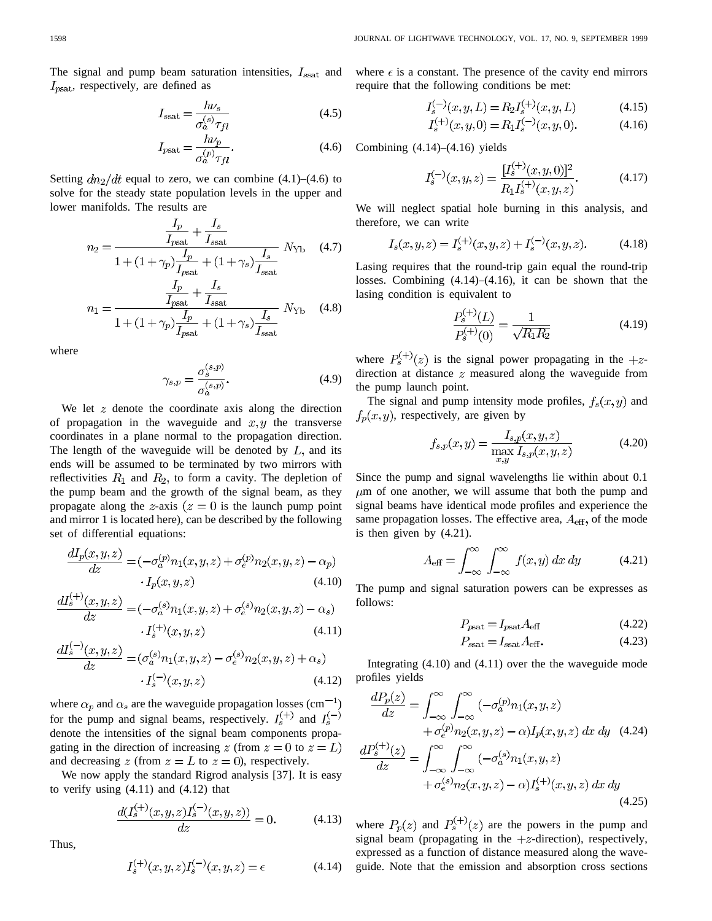The signal and pump beam saturation intensities, $I_{s\text{sat}}$ and $I_{p\text{sat}}$, respectively, are defined as

$$I_{s\text{sat}} = \frac{h\nu_s}{\sigma_a^{(s)}\tau_{fl}} \tag{4.5}$$

$$I_{p\text{sat}} = \frac{h\nu_p}{\sigma_a^{(p)}\tau_{fl}}. \tag{4.6}$$

Setting $dn_2/dt$ equal to zero, we can combine (4.1)–(4.6) to solve for the steady state population levels in the upper and lower manifolds. The results are

$$n_2 = \frac{\dfrac{I_p}{I_{p\text{sat}}} + \dfrac{I_s}{I_{s\text{sat}}}}{1 + (1+\gamma_p)\dfrac{I_p}{I_{p\text{sat}}} + (1+\gamma_s)\dfrac{I_s}{I_{s\text{sat}}}} N_{\text{Yb}} \tag{4.7}$$

$$n_1 = \frac{\dfrac{I_p}{I_{p\text{sat}}} + \dfrac{I_s}{I_{s\text{sat}}}}{1 + (1+\gamma_p)\dfrac{I_p}{I_{p\text{sat}}} + (1+\gamma_s)\dfrac{I_s}{I_{s\text{sat}}}} N_{\text{Yb}} \tag{4.8}$$

where

$$\gamma_{s,p} = \frac{\sigma_e^{(s,p)}}{\sigma_a^{(s,p)}}. \tag{4.9}$$

We let $z$ denote the coordinate axis along the direction of propagation in the waveguide and $x, y$ the transverse coordinates in a plane normal to the propagation direction. The length of the waveguide will be denoted by $L$, and its ends will be assumed to be terminated by two mirrors with reflectivities $R_1$ and $R_2$, to form a cavity. The depletion of the pump beam and the growth of the signal beam, as they propagate along the $z$-axis ($z = 0$ is the launch pump point and mirror 1 is located here), can be described by the following set of differential equations:

$$\frac{dI_p(x,y,z)}{dz} = (-\sigma_a^{(p)}n_1(x,y,z) + \sigma_e^{(p)}n_2(x,y,z) - \alpha_p) \cdot I_p(x,y,z) \tag{4.10}$$

$$\frac{dI_s^{(+)}(x,y,z)}{dz} = (-\sigma_a^{(s)}n_1(x,y,z) + \sigma_e^{(s)}n_2(x,y,z) - \alpha_s) \cdot I_s^{(+)}(x,y,z) \tag{4.11}$$

$$\frac{dI_s^{(-)}(x,y,z)}{dz} = (\sigma_a^{(s)}n_1(x,y,z) - \sigma_e^{(s)}n_2(x,y,z) + \alpha_s) \cdot I_s^{(-)}(x,y,z) \tag{4.12}$$

where $\alpha_p$ and $\alpha_s$ are the waveguide propagation losses (cm$^{-1}$) for the pump and signal beams, respectively. $I_s^{(+)}$ and $I_s^{(-)}$ denote the intensities of the signal beam components propagating in the direction of increasing $z$ (from $z = 0$ to $z = L$) and decreasing $z$ (from $z = L$ to $z = 0$), respectively.

We now apply the standard Rigrod analysis [37]. It is easy to verify using (4.11) and (4.12) that

$$\frac{d(I_s^{(+)}(x,y,z)I_s^{(-)}(x,y,z))}{dz} = 0. \tag{4.13}$$

Thus,

$$I_s^{(+)}(x,y,z)I_s^{(-)}(x,y,z) = \epsilon \tag{4.14}$$

where $\epsilon$ is a constant. The presence of the cavity end mirrors require that the following conditions be met:

$$I_s^{(-)}(x,y,L) = R_2 I_s^{(+)}(x,y,L) \tag{4.15}$$

$$I_s^{(+)}(x,y,0) = R_1 I_s^{(-)}(x,y,0). \tag{4.16}$$

Combining (4.14)–(4.16) yields

$$I_s^{(-)}(x,y,z) = \frac{[I_s^{(+)}(x,y,0)]^2}{R_1 I_s^{(+)}(x,y,z)}. \tag{4.17}$$

We will neglect spatial hole burning in this analysis, and therefore, we can write

$$I_s(x,y,z) = I_s^{(+)}(x,y,z) + I_s^{(-)}(x,y,z). \tag{4.18}$$

Lasing requires that the round-trip gain equal the round-trip losses. Combining (4.14)–(4.16), it can be shown that the lasing condition is equivalent to

$$\frac{P_s^{(+)}(L)}{P_s^{(+)}(0)} = \frac{1}{\sqrt{R_1 R_2}} \tag{4.19}$$

where $P_s^{(+)}(z)$ is the signal power propagating in the $+z$-direction at distance $z$ measured along the waveguide from the pump launch point.

The signal and pump intensity mode profiles, $f_s(x,y)$ and $f_p(x,y)$, respectively, are given by

$$f_{s,p}(x,y) = \frac{I_{s,p}(x,y,z)}{\max\limits_{x,y} I_{s,p}(x,y,z)} \tag{4.20}$$

Since the pump and signal wavelengths lie within about 0.1 $\mu$m of one another, we will assume that both the pump and signal beams have identical mode profiles and experience the same propagation losses. The effective area, $A_{\text{eff}}$, of the mode is then given by (4.21).

$$A_{\text{eff}} = \int_{-\infty}^{\infty}\int_{-\infty}^{\infty} f(x,y)\,dx\,dy \tag{4.21}$$

The pump and signal saturation powers can be expresses as follows:

$$P_{p\text{sat}} = I_{p\text{sat}} A_{\text{eff}} \tag{4.22}$$

$$P_{s\text{sat}} = I_{s\text{sat}} A_{\text{eff}}. \tag{4.23}$$

Integrating (4.10) and (4.11) over the the waveguide mode profiles yields

$$\frac{dP_p(z)}{dz} = \int_{-\infty}^{\infty}\int_{-\infty}^{\infty} (-\sigma_a^{(p)}n_1(x,y,z) + \sigma_e^{(p)}n_2(x,y,z) - \alpha)I_p(x,y,z)\,dx\,dy \tag{4.24}$$

$$\frac{dP_s^{(+)}(z)}{dz} = \int_{-\infty}^{\infty}\int_{-\infty}^{\infty} (-\sigma_a^{(s)}n_1(x,y,z) + \sigma_e^{(s)}n_2(x,y,z) - \alpha)I_s^{(+)}(x,y,z)\,dx\,dy \tag{4.25}$$

where $P_p(z)$ and $P_s^{(+)}(z)$ are the powers in the pump and signal beam (propagating in the $+z$-direction), respectively, expressed as a function of distance measured along the waveguide. Note that the emission and absorption cross sections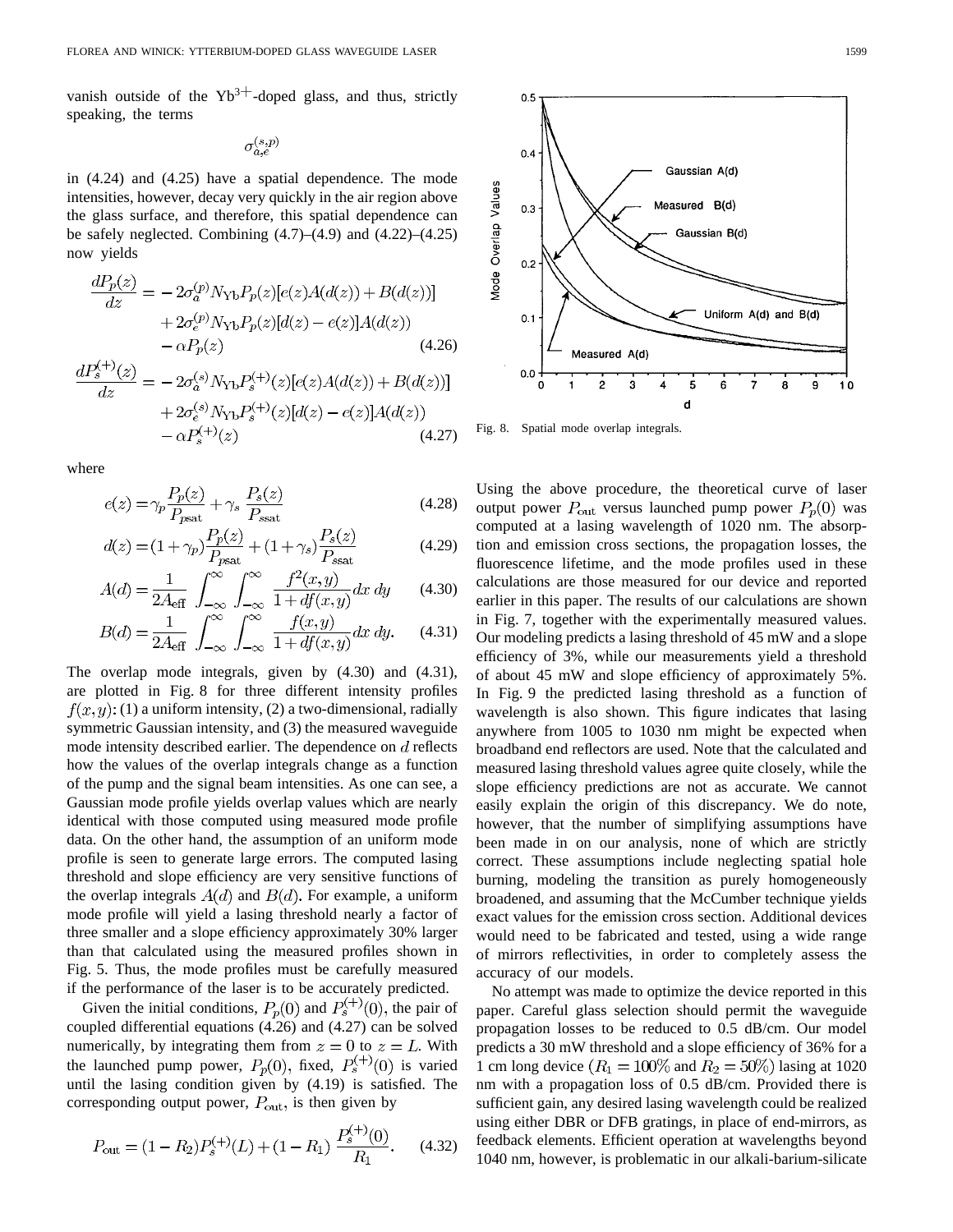vanish outside of the $Yb^{3+}$-doped glass, and thus, strictly speaking, the terms

$$\sigma_{a,e}^{(s,p)}$$

in (4.24) and (4.25) have a spatial dependence. The mode intensities, however, decay very quickly in the air region above the glass surface, and therefore, this spatial dependence can be safely neglected. Combining (4.7)–(4.9) and (4.22)–(4.25) now yields

$$\begin{aligned}\frac{dP_p(z)}{dz} =& -2\sigma_a^{(p)} N_{\mathrm{Yb}} P_p(z)[e(z)A(d(z)) + B(d(z))] \\ &+ 2\sigma_e^{(p)} N_{\mathrm{Yb}} P_p(z)[d(z) - e(z)]A(d(z)) \\ &- \alpha P_p(z) \end{aligned} \quad (4.26)$$

$$\begin{aligned}\frac{dP_s^{(+)}(z)}{dz} =& -2\sigma_a^{(s)} N_{\mathrm{Yb}} P_s^{(+)}(z)[e(z)A(d(z)) + B(d(z))] \\ &+ 2\sigma_e^{(s)} N_{\mathrm{Yb}} P_s^{(+)}(z)[d(z) - e(z)]A(d(z)) \\ &- \alpha P_s^{(+)}(z) \end{aligned} \quad (4.27)$$

where

$$e(z) = \gamma_p \frac{P_p(z)}{P_{p\mathrm{sat}}} + \gamma_s \frac{P_s(z)}{P_{s\mathrm{sat}}} \quad (4.28)$$

$$d(z) = (1+\gamma_p)\frac{P_p(z)}{P_{p\mathrm{sat}}} + (1+\gamma_s)\frac{P_s(z)}{P_{s\mathrm{sat}}} \quad (4.29)$$

$$A(d) = \frac{1}{2A_{\mathrm{eff}}} \int_{-\infty}^{\infty}\int_{-\infty}^{\infty} \frac{f^2(x,y)}{1+df(x,y)}\,dx\,dy \quad (4.30)$$

$$B(d) = \frac{1}{2A_{\mathrm{eff}}} \int_{-\infty}^{\infty}\int_{-\infty}^{\infty} \frac{f(x,y)}{1+df(x,y)}\,dx\,dy. \quad (4.31)$$

The overlap mode integrals, given by (4.30) and (4.31), are plotted in Fig. 8 for three different intensity profiles $f(x,y)$: (1) a uniform intensity, (2) a two-dimensional, radially symmetric Gaussian intensity, and (3) the measured waveguide mode intensity described earlier. The dependence on $d$ reflects how the values of the overlap integrals change as a function of the pump and the signal beam intensities. As one can see, a Gaussian mode profile yields overlap values which are nearly identical with those computed using measured mode profile data. On the other hand, the assumption of an uniform mode profile is seen to generate large errors. The computed lasing threshold and slope efficiency are very sensitive functions of the overlap integrals $A(d)$ and $B(d)$. For example, a uniform mode profile will yield a lasing threshold nearly a factor of three smaller and a slope efficiency approximately 30% larger than that calculated using the measured profiles shown in Fig. 5. Thus, the mode profiles must be carefully measured if the performance of the laser is to be accurately predicted.

Given the initial conditions, $P_p(0)$ and $P_s^{(+)}(0)$, the pair of coupled differential equations (4.26) and (4.27) can be solved numerically, by integrating them from $z = 0$ to $z = L$. With the launched pump power, $P_p(0)$, fixed, $P_s^{(+)}(0)$ is varied until the lasing condition given by (4.19) is satisfied. The corresponding output power, $P_{\mathrm{out}}$, is then given by

$$P_{\mathrm{out}} = (1 - R_2)P_s^{(+)}(L) + (1 - R_1)\,\frac{P_s^{(+)}(0)}{R_1}. \quad (4.32)$$

Fig. 8. Spatial mode overlap integrals.

Using the above procedure, the theoretical curve of laser output power $P_{\mathrm{out}}$ versus launched pump power $P_p(0)$ was computed at a lasing wavelength of 1020 nm. The absorption and emission cross sections, the propagation losses, the fluorescence lifetime, and the mode profiles used in these calculations are those measured for our device and reported earlier in this paper. The results of our calculations are shown in Fig. 7, together with the experimentally measured values. Our modeling predicts a lasing threshold of 45 mW and a slope efficiency of 3%, while our measurements yield a threshold of about 45 mW and slope efficiency of approximately 5%. In Fig. 9 the predicted lasing threshold as a function of wavelength is also shown. This figure indicates that lasing anywhere from 1005 to 1030 nm might be expected when broadband end reflectors are used. Note that the calculated and measured lasing threshold values agree quite closely, while the slope efficiency predictions are not as accurate. We cannot easily explain the origin of this discrepancy. We do note, however, that the number of simplifying assumptions have been made in on our analysis, none of which are strictly correct. These assumptions include neglecting spatial hole burning, modeling the transition as purely homogeneously broadened, and assuming that the McCumber technique yields exact values for the emission cross section. Additional devices would need to be fabricated and tested, using a wide range of mirrors reflectivities, in order to completely assess the accuracy of our models.

No attempt was made to optimize the device reported in this paper. Careful glass selection should permit the waveguide propagation losses to be reduced to 0.5 dB/cm. Our model predicts a 30 mW threshold and a slope efficiency of 36% for a 1 cm long device ($R_1 = 100\%$ and $R_2 = 50\%$) lasing at 1020 nm with a propagation loss of 0.5 dB/cm. Provided there is sufficient gain, any desired lasing wavelength could be realized using either DBR or DFB gratings, in place of end-mirrors, as feedback elements. Efficient operation at wavelengths beyond 1040 nm, however, is problematic in our alkali-barium-silicate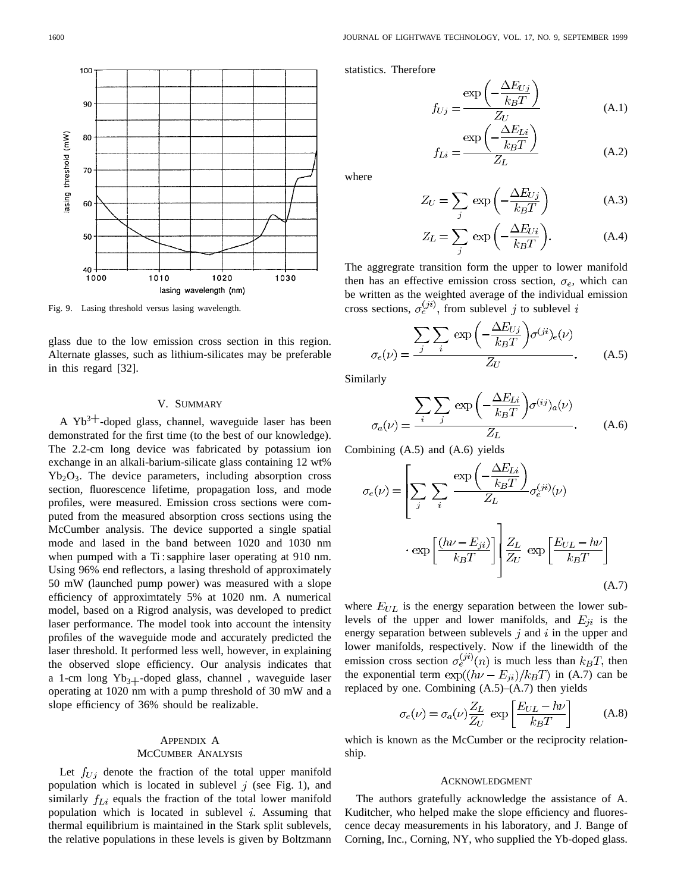Fig. 9. Lasing threshold versus lasing wavelength.

glass due to the low emission cross section in this region. Alternate glasses, such as lithium-silicates may be preferable in this regard [32].

## V. Summary

A $Yb^{3+}$-doped glass, channel, waveguide laser has been demonstrated for the first time (to the best of our knowledge). The 2.2-cm long device was fabricated by potassium ion exchange in an alkali-barium-silicate glass containing 12 wt% $Yb_2O_3$. The device parameters, including absorption cross section, fluorescence lifetime, propagation loss, and mode profiles, were measured. Emission cross sections were computed from the measured absorption cross sections using the McCumber analysis. The device supported a single spatial mode and lased in the band between 1020 and 1030 nm when pumped with a Ti : sapphire laser operating at 910 nm. Using 96% end reflectors, a lasing threshold of approximately 50 mW (launched pump power) was measured with a slope efficiency of approximtately 5% at 1020 nm. A numerical model, based on a Rigrod analysis, was developed to predict laser performance. The model took into account the intensity profiles of the waveguide mode and accurately predicted the laser threshold. It performed less well, however, in explaining the observed slope efficiency. Our analysis indicates that a 1-cm long $Yb_{3+}$-doped glass, channel , waveguide laser operating at 1020 nm with a pump threshold of 30 mW and a slope efficiency of 36% should be realizable.

## Appendix A
## McCumber Analysis

Let $f_{Uj}$ denote the fraction of the total upper manifold population which is located in sublevel $j$ (see Fig. 1), and similarly $f_{Li}$ equals the fraction of the total lower manifold population which is located in sublevel $i$. Assuming that thermal equilibrium is maintained in the Stark split sublevels, the relative populations in these levels is given by Boltzmann statistics. Therefore

$$f_{Uj} = \frac{\exp\left(-\frac{\Delta E_{Uj}}{k_B T}\right)}{Z_U} \tag{A.1}$$

$$f_{Li} = \frac{\exp\left(-\frac{\Delta E_{Li}}{k_B T}\right)}{Z_L} \tag{A.2}$$

where

$$Z_U = \sum_j \exp\left(-\frac{\Delta E_{Uj}}{k_B T}\right) \tag{A.3}$$

$$Z_L = \sum_j \exp\left(-\frac{\Delta E_{Ui}}{k_B T}\right). \tag{A.4}$$

The aggregrate transition form the upper to lower manifold then has an effective emission cross section, $\sigma_e$, which can be written as the weighted average of the individual emission cross sections, $\sigma_e^{(ji)}$, from sublevel $j$ to sublevel $i$

$$\sigma_e(\nu) = \frac{\sum_j \sum_i \exp\left(-\frac{\Delta E_{Uj}}{k_B T}\right) \sigma^{(ji)}{}_e(\nu)}{Z_U}. \tag{A.5}$$

Similarly

$$\sigma_a(\nu) = \frac{\sum_i \sum_j \exp\left(-\frac{\Delta E_{Li}}{k_B T}\right) \sigma^{(ij)}{}_a(\nu)}{Z_L}. \tag{A.6}$$

Combining (A.5) and (A.6) yields

$$\sigma_e(\nu) = \left[\sum_j \sum_i \frac{\exp\left(-\frac{\Delta E_{Li}}{k_B T}\right)}{Z_L} \sigma_e^{(ji)}(\nu) \cdot \exp\left[\frac{(h\nu - E_{ji})}{k_B T}\right]\right] \frac{Z_L}{Z_U} \exp\left[\frac{E_{UL} - h\nu}{k_B T}\right] \tag{A.7}$$

where $E_{UL}$ is the energy separation between the lower sublevels of the upper and lower manifolds, and $E_{ji}$ is the energy separation between sublevels $j$ and $i$ in the upper and lower manifolds, respectively. Now if the linewidth of the emission cross section $\sigma_e^{(ji)}(n)$ is much less than $k_B T$, then the exponential term $\exp((h\nu - E_{ji})/k_B T)$ in (A.7) can be replaced by one. Combining (A.5)–(A.7) then yields

$$\sigma_e(\nu) = \sigma_a(\nu) \frac{Z_L}{Z_U} \exp\left[\frac{E_{UL} - h\nu}{k_B T}\right] \tag{A.8}$$

which is known as the McCumber or the reciprocity relationship.

## Acknowledgment

The authors gratefully acknowledge the assistance of A. Kuditcher, who helped make the slope efficiency and fluorescence decay measurements in his laboratory, and J. Bange of Corning, Inc., Corning, NY, who supplied the Yb-doped glass.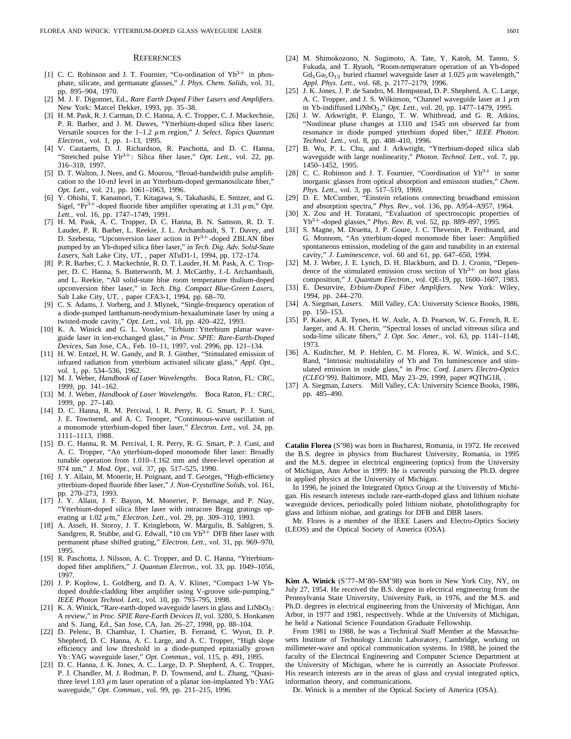## References

[1] C. C. Robinson and J. T. Fournier, "Co-ordination of $Yb^{3+}$ in phosphate, silicate, and germanate glasses," *J. Phys. Chem. Solids*, vol. 31, pp. 895–904, 1970.

[2] M. J. F. Digonnet, Ed., *Rare Earth Doped Fiber Lasers and Amplifiers*. New York: Marcel Dekker, 1993, pp. 35–38.

[3] H. M. Pask, R. J. Carman, D. C. Hanna, A. C. Tropper, C. J. Mackechnie, P. R. Barber, and J. M. Dawes, "Ytterbium-doped silica fiber lasers: Versatile sources for the 1–1.2 $\mu$m region," *J. Select. Topics Quantum Electron.*, vol. 1, pp. 1–13, 1995.

[4] V. Cautaerts, D. J. Richardson, R. Paschotta, and D. C. Hanna, "Stretched pulse $Yb^{3+}$: Silica fiber laser," *Opt. Lett.*, vol. 22, pp. 316–318, 1997.

[5] D. T. Walton, J. Nees, and G. Mourou, "Broad-bandwidth pulse amplification to the 10-mJ level in an Ytterbium-doped germanosilicate fiber," *Opt. Lett.*, vol. 21, pp. 1061–1063, 1996.

[6] Y. Ohishi, T. Kanamori, T. Kitagawa, S. Takahashi, E. Snitzer, and G. Sigel, "$Pr^{3+}$-doped fluoride fiber amplifier operating at 1.31 $\mu$m," *Opt. Lett.*, vol. 16, pp. 1747–1749, 1991.

[7] H. M. Pask, A. C. Tropper, D. C. Hanna, B. N. Samson, R. D. T. Lauder, P. R. Barber, L. Reekie, J. L. Archambault, S. T. Davey, and D. Szebesta, "Upconversion laser action in $Pr^{3+}$-doped ZBLAN fiber pumped by an Yb-doped silica fiber laser," in *Tech. Dig. Adv. Solid-State Lasers*, Salt Lake City, UT, , paper ATuD1-1, 1994, pp. 172–174.

[8] P. R. Barber, C. J. Mackechnie, R. D. T. Lauder, H. M. Pask, A. C. Tropper, D. C. Hanna, S. Butterworth, M. J. McCarthy, J.-L Archambault, and L. Reekie, "All solid-state blue room temperature thulium-doped upconversion fiber laser," in *Tech. Dig. Compact Blue-Green Lasers*, Salt Lake City, UT, , paper CFA3-1, 1994, pp. 68–70.

[9] C. S. Adams, J. Vorberg, and J. Mlynek, "Single-frequency operation of a diode-pumped lanthanum-neodymium-hexaaluminate laser by using a twisted-mode cavity," *Opt. Lett.*, vol. 18, pp. 420–422, 1993.

[10] K. A. Winick and G. L. Vossler, "Erbium : Ytterbium planar waveguide laser in ion-exchanged glass," in *Proc. SPIE: Rare-Earth-Doped Devices*, San Jose, CA., Feb. 10–11, 1997, vol. 2996, pp. 121–134.

[11] H. W. Entzel, H. W. Gandy, and R. J. Ginther, "Stimulated emission of infrared radiation from ytterbium activated silicate glass," *Appl. Opt.*, vol. 1, pp. 534–536, 1962.

[12] M. J. Weber, *Handbook of Laser Wavelengths*. Boca Raton, FL: CRC, 1999, pp. 141–162.

[13] M. J. Weber, *Handbook of Laser Wavelengths*. Boca Raton, FL: CRC, 1999, pp. 27–140.

[14] D. C. Hanna, R. M. Percival, I. R. Perry, R. G. Smart, P. J. Suni, J. E. Townsend, and A. C. Trooper, "Continuous-wave oscillation of a monomode ytterbium-doped fiber laser," *Electron. Lett.*, vol. 24, pp. 1111–1113, 1988.

[15] D. C. Hanna, R. M. Percival, I. R. Perry, R. G. Smart, P. J. Cuni, and A. C. Tropper, "An ytterbium-doped monomode fiber laser: Broadly tunable operation from 1.010–1.162 mm and three-level operation at 974 nm," *J. Mod. Opt.*, vol. 37, pp. 517–525, 1990.

[16] J. Y. Allain, M. Monerie, H. Poignant, and T. Georges, "High-efficiency ytterbium-doped fluoride fiber laser," *J. Non-Crystalline Solids*, vol. 161, pp. 270–273, 1993.

[17] J. Y. Allain, J. F. Bayon, M. Monerier, P. Bernage, and P. Niay, "Ytterbium-doped silica fiber laser with intracore Bragg gratings operating at 1.02 $\mu$m," *Electron. Lett.*, vol. 29, pp. 309–310, 1993.

[18] A. Asseh, H. Storoy, J. T. Kringlebotn, W. Margulis, B. Sahlgren, S. Sandgren, R. Stubbe, and G. Edwall, "10 cm $Yb^{3+}$ DFB fiber laser with permanent phase shifted grating," *Electron. Lett.*, vol. 31, pp. 969–970, 1995.

[19] R. Paschotta, J. Nilsson, A. C. Tropper, and D. C. Hanna, "Ytterbium-doped fiber amplifiers," *J. Quantum Electron.*, vol. 33, pp. 1049–1056, 1997.

[20] J. P. Koplow, L. Goldberg, and D. A. V. Kliner, "Compact 1-W Yb-doped double-cladding fiber amplifier using V-groove side-pumping," *IEEE Photon Technol. Lett.*, vol. 10, pp. 793–795, 1998.

[21] K. A. Winick, "Rare-earth-doped waveguide lasers in glass and $LiNbO_3$: A review," in *Proc. SPIE Rare-Earth Devices II*, vol. 3280, S. Honkanen and S. Jiang, Ed., San Jose, CA, Jan. 26–27, 1998, pp. 88–104.

[22] D. Pelenc, B. Chambaz, I. Chartier, B. Ferrand, C. Wyon, D. P. Shepherd, D. C. Hanna, A. C. Large, and A. C. Tropper, "High slope efficiency and low threshold in a diode-pumped epitaxially grown Yb : YAG waveguide laser," *Opt. Commun.*, vol. 115, p. 491, 1995.

[23] D. C. Hanna, J. K. Jones, A. C.. Large, D. P. Shepherd, A. C. Tropper, P. J. Chandler, M. J. Rodman, P. D. Townsend, and L. Zhang, "Quasi-three level 1.03 $\mu$m laser operation of a planar ion-implanted Yb : YAG waveguide," *Opt. Commun.*, vol. 99, pp. 211–215, 1996.

[24] M. Shimokozono, N. Sugimoto, A. Tate, Y. Katoh, M. Tanno, S. Fukuda, and T. Ryuoh, "Room-temperature operation of an Yb-doped $Gd_3Ga_5O_{12}$ buried channel waveguide laser at 1.025 $\mu$m wavelength," *Appl. Phys. Lett.*, vol. 68, p. 2177–2179, 1996.

[25] J. K. Jones, J. P. de Sandro, M. Hempstead, D. P. Shepherd, A. C. Large, A. C. Tropper, and J. S. Wilkinson, "Channel waveguide laser at 1 $\mu$m in Yb-indiffused $LiNbO_3$," *Opt. Lett.*, vol. 20, pp. 1477–1479, 1995.

[26] J. W. Arkwright, P. Elango, T. W. Whitbread, and G. R. Atkins, "Nonlinear phase changes at 1310 and 1545 nm observed far from resonance in diode pumped ytterbium doped fiber," *IEEE Photon. Technol. Lett.*, vol. 8, pp. 408–410, 1996.

[27] B. Wu, P. L. Chu, and J. Arkwright, "Ytterbium-doped silica slab waveguide with large nonlinearity," *Photon. Technol. Lett.*, vol. 7, pp. 1450–1452, 1995.

[28] C. C. Robinson and J. T. Fournier, "Coordination of $Yb^{3+}$ in some inorganic glasses from optical absorption and emission studies," *Chem. Phys. Lett.*, vol. 3, pp. 517–519, 1969.

[29] D. E. McCumber, "Einstein relations connecting broadband emission and absorption spectra," *Phys. Rev.*, vol. 136, pp. A954–A957, 1964.

[30] X. Zou and H. Toratani, "Evaluation of spectroscopic properties of $Yb^{3+}$-doped glasses," *Phys. Rev. B*, vol. 52, pp. 889–897, 1995.

[31] S. Magne, M. Druetta, J. P. Goure, J. C. Thevenin, P. Ferdinand, and G. Monnom, "An ytterbium-doped monomode fiber laser: Amplified spontaneous emission, modeling of the gain and tunability in an external cavity," *J. Luminescence*, vol. 60 and 61, pp. 647–650, 1994.

[32] M. J. Weber, J. E. Lynch, D. H. Blackburn, and D. J. Cronin, "Dependence of the stimulated emission cross section of $Yb^{3+}$ on host glass composition," *J. Quantum Electron.*, vol. QE-19, pp. 1600–1607, 1983.

[33] E. Desurvire, *Erbium-Doped Fiber Amplifiers*. New York: Wiley, 1994, pp. 244–270.

[34] A. Siegman, *Lasers*. Mill Valley, CA: University Science Books, 1986, pp. 150–153.

[35] P. Kaiser, A.R. Tynes, H. W. Astle, A. D. Pearson, W. G. French, R. E. Jaeger, and A. H. Cherin, "Spectral losses of unclad vitreous silica and soda-lime silicate fibers," *J. Opt. Soc. Amer.*, vol. 63, pp. 1141–1148, 1973.

[36] A. Kuditcher, M. P. Hehlen, C. M. Florea, K. W. Winick, and S.C. Rand, "Intrinsic multistability of Yb and Tm luminescence and stimulated emission in oxide glass," in *Proc. Conf. Lasers Electro-Optics (CLEO'99)*, Baltimore, MD, May 23–29, 1999, paper #QThG18, .

[37] A. Siegman, *Lasers*. Mill Valley, CA: University Science Books, 1986, pp. 485–490.

**Catalin Florea** (S'98) was born in Bucharest, Romania, in 1972. He received the B.S. degree in physics from Bucharest University, Romania, in 1995 and the M.S. degree in electrical engineering (optics) from the University of Michigan, Ann Arbor in 1999. He is currently pursuing the Ph.D. degree in applied physics at the University of Michigan.

In 1996, he joined the Integrated Optics Group at the University of Michigan. His research interests include rare-earth-doped glass and lithium niobate waveguide devices, periodically poled lithium niobate, photolithography for glass and lithium niobae, and gratings for DFB and DBR lasers.

Mr. Flores is a member of the IEEE Lasers and Electro-Optics Society (LEOS) and the Optical Society of America (OSA).

**Kim A. Winick** (S'77–M'80–SM'98) was born in New York City, NY, on July 27, 1954. He received the B.S. degree in electrical engineering from the Pennsylvania State University, University Park, in 1976, and the M.S. and Ph.D. degrees in electrical engineering from the University of Michigan, Ann Arbor, in 1977 and 1981, respectively. While at the University of Michigan, he held a National Science Foundation Graduate Fellowship.

From 1981 to 1988, he was a Technical Staff Member at the Massachusetts Institute of Technology Lincoln Laboratory, Cambridge, working on millimeter-wave and optical communication systems. In 1988, he joined the faculty of the Electrical Engineering and Computer Science Department at the University of Michigan, where he is currently an Associate Professor. His research interests are in the areas of glass and crystal integrated optics, information theory, and communications.

Dr. Winick is a member of the Optical Society of America (OSA).